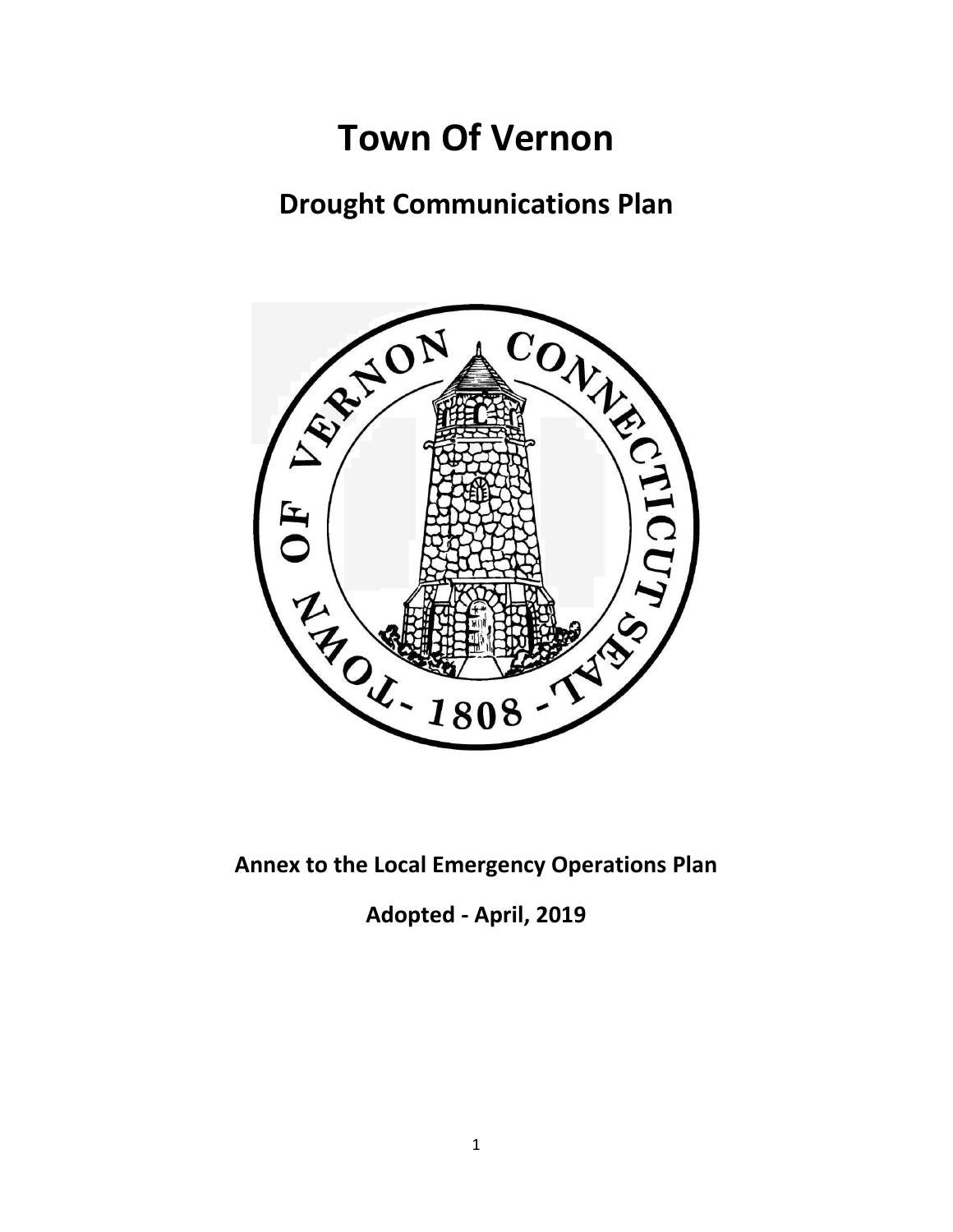# Town Of Vernon

## Drought Communications Plan

**Annex to the Local Emergency Operations Plan**

**Adopted - April, 2019**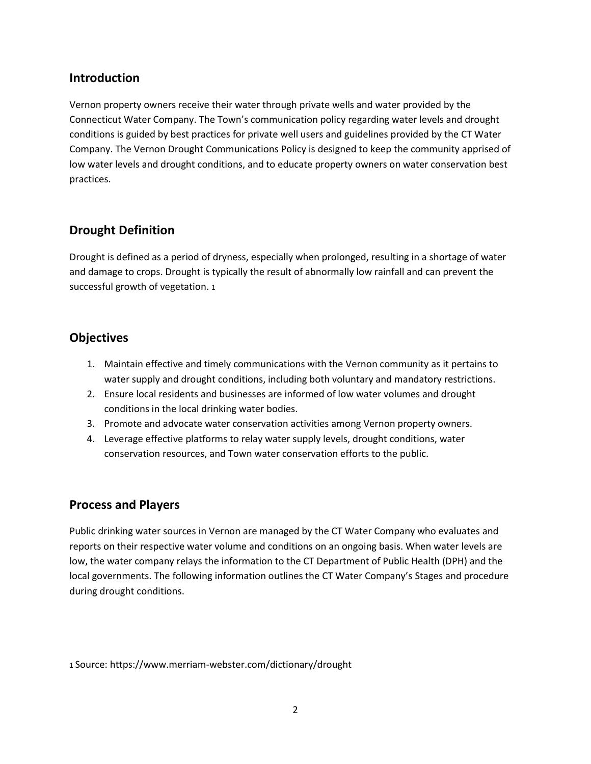## Introduction

Vernon property owners receive their water through private wells and water provided by the Connecticut Water Company. The Town's communication policy regarding water levels and drought conditions is guided by best practices for private well users and guidelines provided by the CT Water Company. The Vernon Drought Communications Policy is designed to keep the community apprised of low water levels and drought conditions, and to educate property owners on water conservation best practices.

## Drought Definition

Drought is defined as a period of dryness, especially when prolonged, resulting in a shortage of water and damage to crops. Drought is typically the result of abnormally low rainfall and can prevent the successful growth of vegetation. [1]

## Objectives

1. Maintain effective and timely communications with the Vernon community as it pertains to water supply and drought conditions, including both voluntary and mandatory restrictions.
2. Ensure local residents and businesses are informed of low water volumes and drought conditions in the local drinking water bodies.
3. Promote and advocate water conservation activities among Vernon property owners.
4. Leverage effective platforms to relay water supply levels, drought conditions, water conservation resources, and Town water conservation efforts to the public.

## Process and Players

Public drinking water sources in Vernon are managed by the CT Water Company who evaluates and reports on their respective water volume and conditions on an ongoing basis. When water levels are low, the water company relays the information to the CT Department of Public Health (DPH) and the local governments. The following information outlines the CT Water Company's Stages and procedure during drought conditions.

[1] Source: https://www.merriam-webster.com/dictionary/drought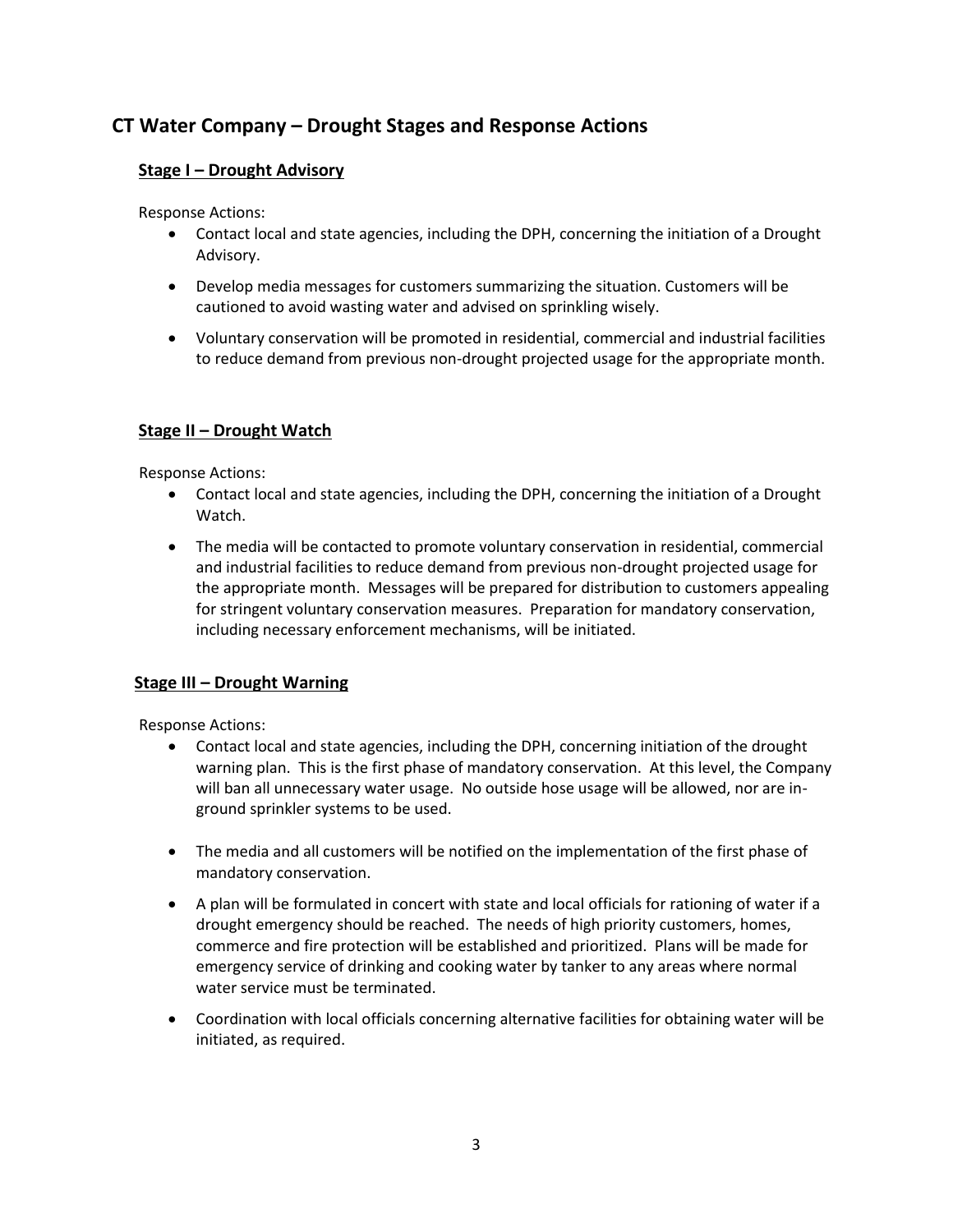## CT Water Company – Drought Stages and Response Actions

### Stage I – Drought Advisory

Response Actions:

- Contact local and state agencies, including the DPH, concerning the initiation of a Drought Advisory.
- Develop media messages for customers summarizing the situation. Customers will be cautioned to avoid wasting water and advised on sprinkling wisely.
- Voluntary conservation will be promoted in residential, commercial and industrial facilities to reduce demand from previous non-drought projected usage for the appropriate month.

### Stage II – Drought Watch

Response Actions:

- Contact local and state agencies, including the DPH, concerning the initiation of a Drought Watch.
- The media will be contacted to promote voluntary conservation in residential, commercial and industrial facilities to reduce demand from previous non-drought projected usage for the appropriate month. Messages will be prepared for distribution to customers appealing for stringent voluntary conservation measures. Preparation for mandatory conservation, including necessary enforcement mechanisms, will be initiated.

### Stage III – Drought Warning

Response Actions:

- Contact local and state agencies, including the DPH, concerning initiation of the drought warning plan. This is the first phase of mandatory conservation. At this level, the Company will ban all unnecessary water usage. No outside hose usage will be allowed, nor are in-ground sprinkler systems to be used.
- The media and all customers will be notified on the implementation of the first phase of mandatory conservation.
- A plan will be formulated in concert with state and local officials for rationing of water if a drought emergency should be reached. The needs of high priority customers, homes, commerce and fire protection will be established and prioritized. Plans will be made for emergency service of drinking and cooking water by tanker to any areas where normal water service must be terminated.
- Coordination with local officials concerning alternative facilities for obtaining water will be initiated, as required.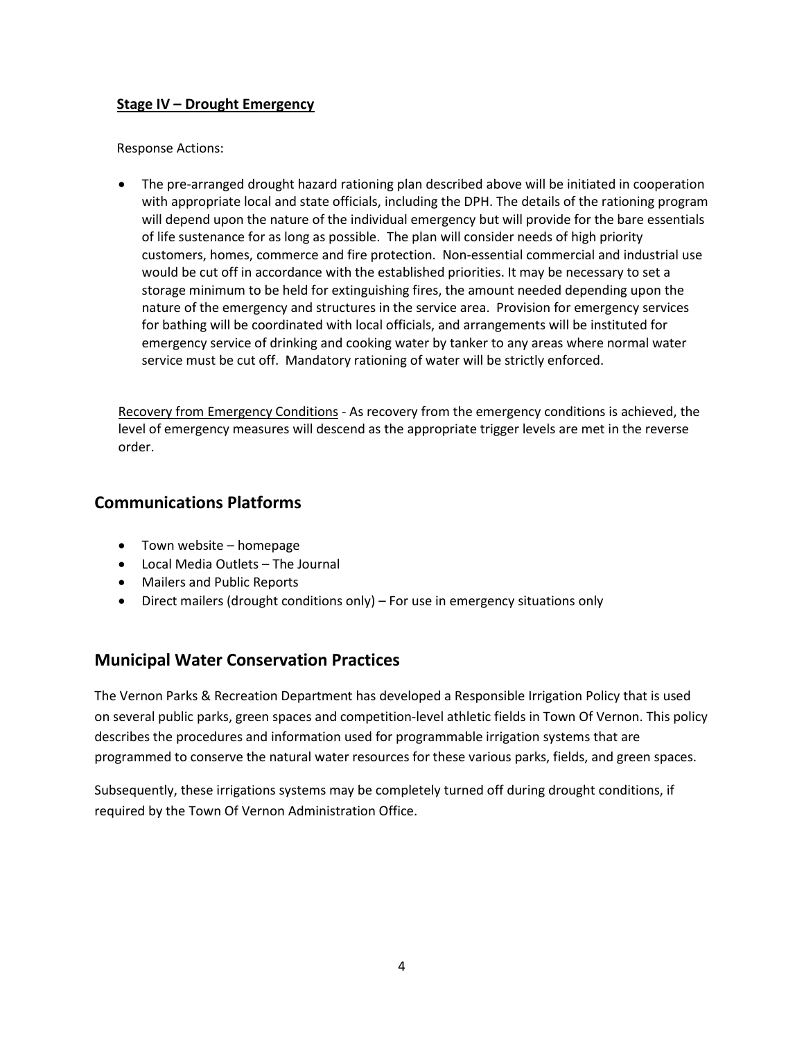**Stage IV – Drought Emergency**

Response Actions:

- The pre-arranged drought hazard rationing plan described above will be initiated in cooperation with appropriate local and state officials, including the DPH. The details of the rationing program will depend upon the nature of the individual emergency but will provide for the bare essentials of life sustenance for as long as possible. The plan will consider needs of high priority customers, homes, commerce and fire protection. Non-essential commercial and industrial use would be cut off in accordance with the established priorities. It may be necessary to set a storage minimum to be held for extinguishing fires, the amount needed depending upon the nature of the emergency and structures in the service area. Provision for emergency services for bathing will be coordinated with local officials, and arrangements will be instituted for emergency service of drinking and cooking water by tanker to any areas where normal water service must be cut off. Mandatory rationing of water will be strictly enforced.

Recovery from Emergency Conditions - As recovery from the emergency conditions is achieved, the level of emergency measures will descend as the appropriate trigger levels are met in the reverse order.

## Communications Platforms

- Town website – homepage
- Local Media Outlets – The Journal
- Mailers and Public Reports
- Direct mailers (drought conditions only) – For use in emergency situations only

## Municipal Water Conservation Practices

The Vernon Parks & Recreation Department has developed a Responsible Irrigation Policy that is used on several public parks, green spaces and competition-level athletic fields in Town Of Vernon. This policy describes the procedures and information used for programmable irrigation systems that are programmed to conserve the natural water resources for these various parks, fields, and green spaces.

Subsequently, these irrigations systems may be completely turned off during drought conditions, if required by the Town Of Vernon Administration Office.